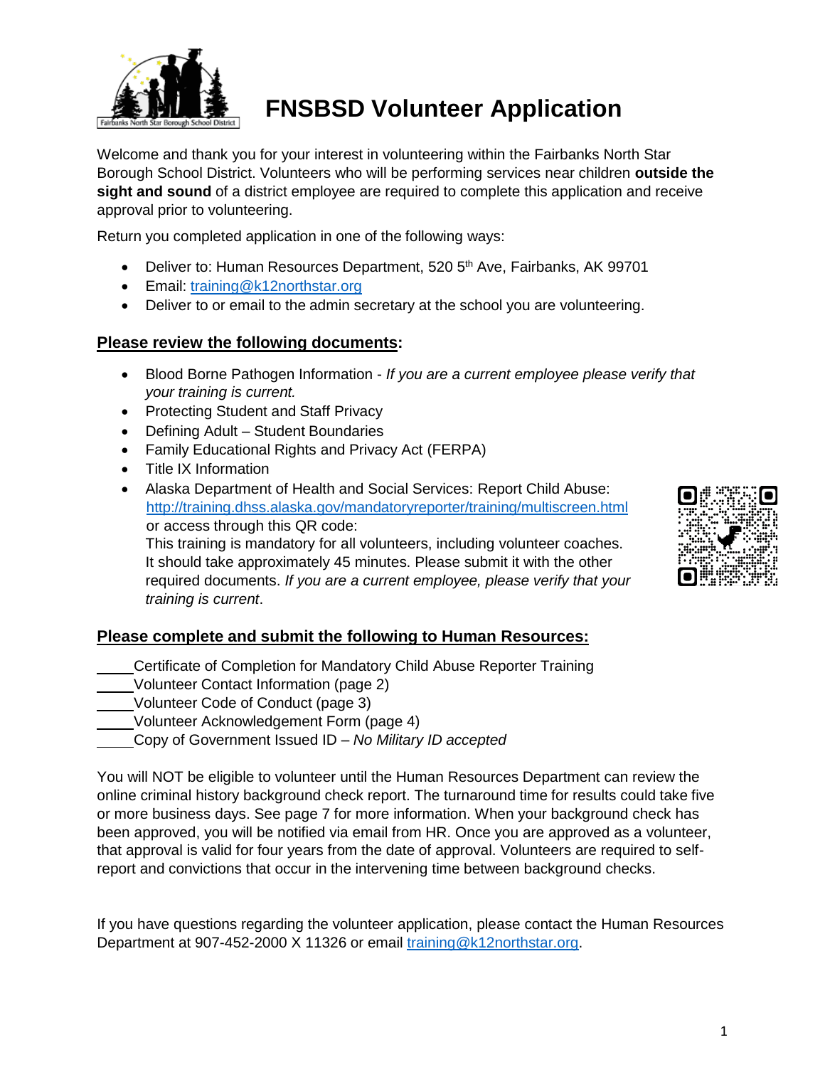# FNSBSD Volunteer Application

Welcome and thank you for your interest in volunteering within the Fairbanks North Star Borough School District. Volunteers who will be performing services near children **outside the sight and sound** of a district employee are required to complete this application and receive approval prior to volunteering.

Return you completed application in one of the following ways:

- Deliver to: Human Resources Department, 520 5th Ave, Fairbanks, AK 99701
- Email: training@k12northstar.org
- Deliver to or email to the admin secretary at the school you are volunteering.

## Please review the following documents:

- Blood Borne Pathogen Information - *If you are a current employee please verify that your training is current.*
- Protecting Student and Staff Privacy
- Defining Adult – Student Boundaries
- Family Educational Rights and Privacy Act (FERPA)
- Title IX Information
- Alaska Department of Health and Social Services: Report Child Abuse: http://training.dhss.alaska.gov/mandatoryreporter/training/multiscreen.html or access through this QR code:
  This training is mandatory for all volunteers, including volunteer coaches. It should take approximately 45 minutes. Please submit it with the other required documents. *If you are a current employee, please verify that your training is current*.

## Please complete and submit the following to Human Resources:

_____Certificate of Completion for Mandatory Child Abuse Reporter Training
_____Volunteer Contact Information (page 2)
_____Volunteer Code of Conduct (page 3)
_____Volunteer Acknowledgement Form (page 4)
_____Copy of Government Issued ID – *No Military ID accepted*

You will NOT be eligible to volunteer until the Human Resources Department can review the online criminal history background check report. The turnaround time for results could take five or more business days. See page 7 for more information. When your background check has been approved, you will be notified via email from HR. Once you are approved as a volunteer, that approval is valid for four years from the date of approval. Volunteers are required to self-report and convictions that occur in the intervening time between background checks.

If you have questions regarding the volunteer application, please contact the Human Resources Department at 907-452-2000 X 11326 or email training@k12northstar.org.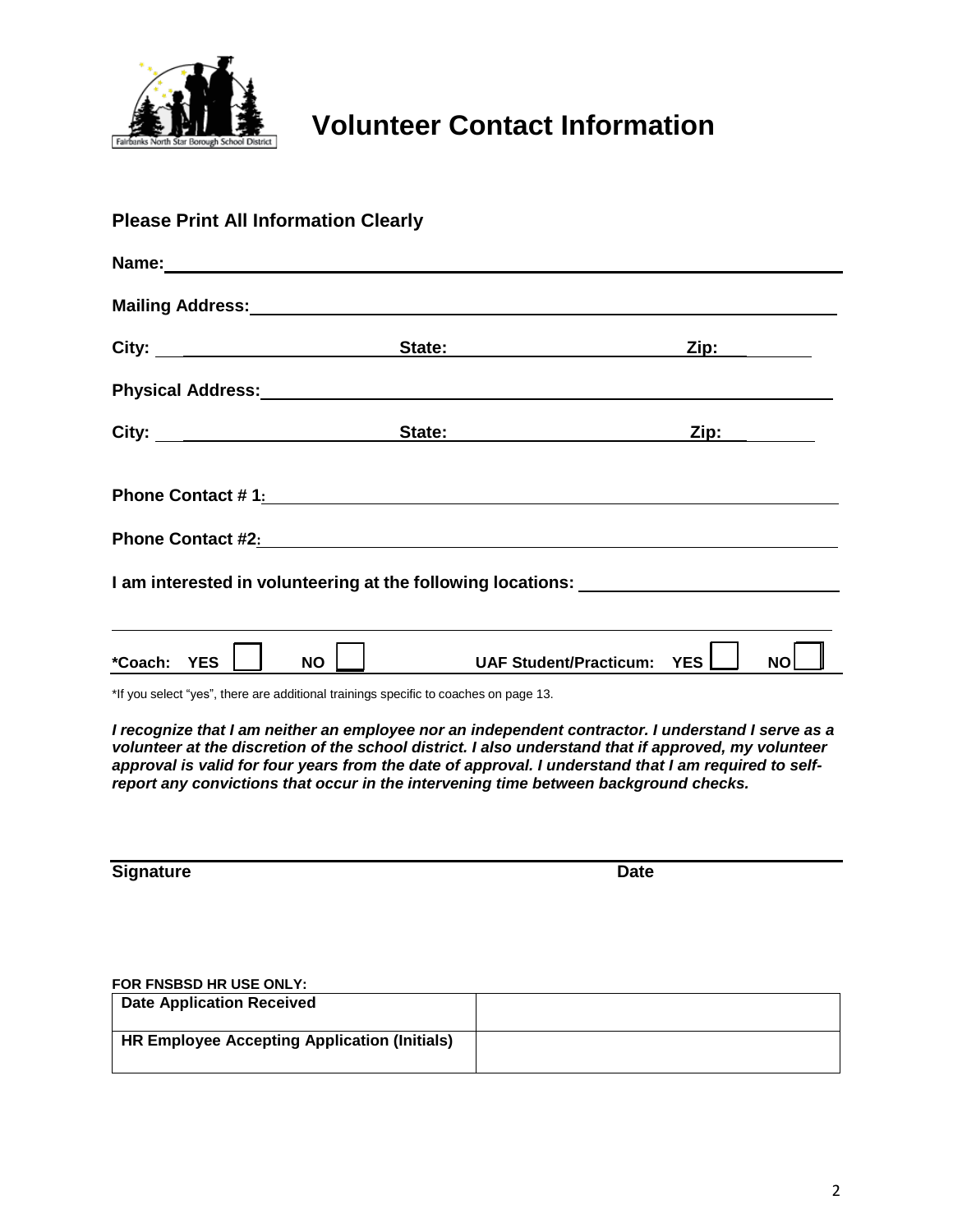# Volunteer Contact Information

**Please Print All Information Clearly**

**Name:** ____________________________________________

**Mailing Address:** ____________________________________________

**City:** ____________________ **State:** ____________________ **Zip:** __________

**Physical Address:** ____________________________________________

**City:** ____________________ **State:** ____________________ **Zip:** __________

**Phone Contact # 1:** ____________________________________________

**Phone Contact #2:** ____________________________________________

**I am interested in volunteering at the following locations:** ____________________________________________

____________________________________________

**\*Coach: YES** ☐ **NO** ☐ **UAF Student/Practicum: YES** ☐ **NO** ☐

*If you select "yes", there are additional trainings specific to coaches on page 13.

***I recognize that I am neither an employee nor an independent contractor. I understand I serve as a volunteer at the discretion of the school district. I also understand that if approved, my volunteer approval is valid for four years from the date of approval. I understand that I am required to self-report any convictions that occur in the intervening time between background checks.***

____________________________________________

**Signature** **Date**

**FOR FNSBSD HR USE ONLY:**

| Date Application Received | |
|---|---|
| HR Employee Accepting Application (Initials) | |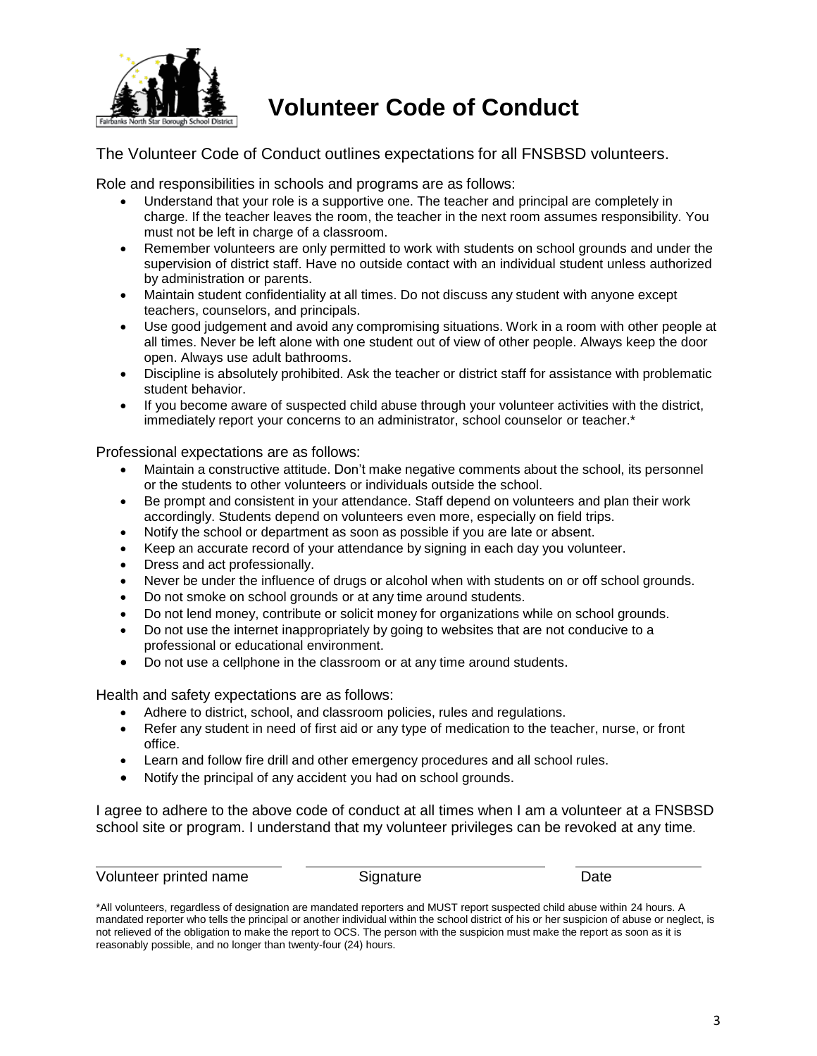# Volunteer Code of Conduct

The Volunteer Code of Conduct outlines expectations for all FNSBSD volunteers.

Role and responsibilities in schools and programs are as follows:

- Understand that your role is a supportive one. The teacher and principal are completely in charge. If the teacher leaves the room, the teacher in the next room assumes responsibility. You must not be left in charge of a classroom.
- Remember volunteers are only permitted to work with students on school grounds and under the supervision of district staff. Have no outside contact with an individual student unless authorized by administration or parents.
- Maintain student confidentiality at all times. Do not discuss any student with anyone except teachers, counselors, and principals.
- Use good judgement and avoid any compromising situations. Work in a room with other people at all times. Never be left alone with one student out of view of other people. Always keep the door open. Always use adult bathrooms.
- Discipline is absolutely prohibited. Ask the teacher or district staff for assistance with problematic student behavior.
- If you become aware of suspected child abuse through your volunteer activities with the district, immediately report your concerns to an administrator, school counselor or teacher.*

Professional expectations are as follows:

- Maintain a constructive attitude. Don't make negative comments about the school, its personnel or the students to other volunteers or individuals outside the school.
- Be prompt and consistent in your attendance. Staff depend on volunteers and plan their work accordingly. Students depend on volunteers even more, especially on field trips.
- Notify the school or department as soon as possible if you are late or absent.
- Keep an accurate record of your attendance by signing in each day you volunteer.
- Dress and act professionally.
- Never be under the influence of drugs or alcohol when with students on or off school grounds.
- Do not smoke on school grounds or at any time around students.
- Do not lend money, contribute or solicit money for organizations while on school grounds.
- Do not use the internet inappropriately by going to websites that are not conducive to a professional or educational environment.
- Do not use a cellphone in the classroom or at any time around students.

Health and safety expectations are as follows:

- Adhere to district, school, and classroom policies, rules and regulations.
- Refer any student in need of first aid or any type of medication to the teacher, nurse, or front office.
- Learn and follow fire drill and other emergency procedures and all school rules.
- Notify the principal of any accident you had on school grounds.

I agree to adhere to the above code of conduct at all times when I am a volunteer at a FNSBSD school site or program. I understand that my volunteer privileges can be revoked at any time.

| Volunteer printed name | Signature | Date |
|---|---|---|
| | | |

*All volunteers, regardless of designation are mandated reporters and MUST report suspected child abuse within 24 hours. A mandated reporter who tells the principal or another individual within the school district of his or her suspicion of abuse or neglect, is not relieved of the obligation to make the report to OCS. The person with the suspicion must make the report as soon as it is reasonably possible, and no longer than twenty-four (24) hours.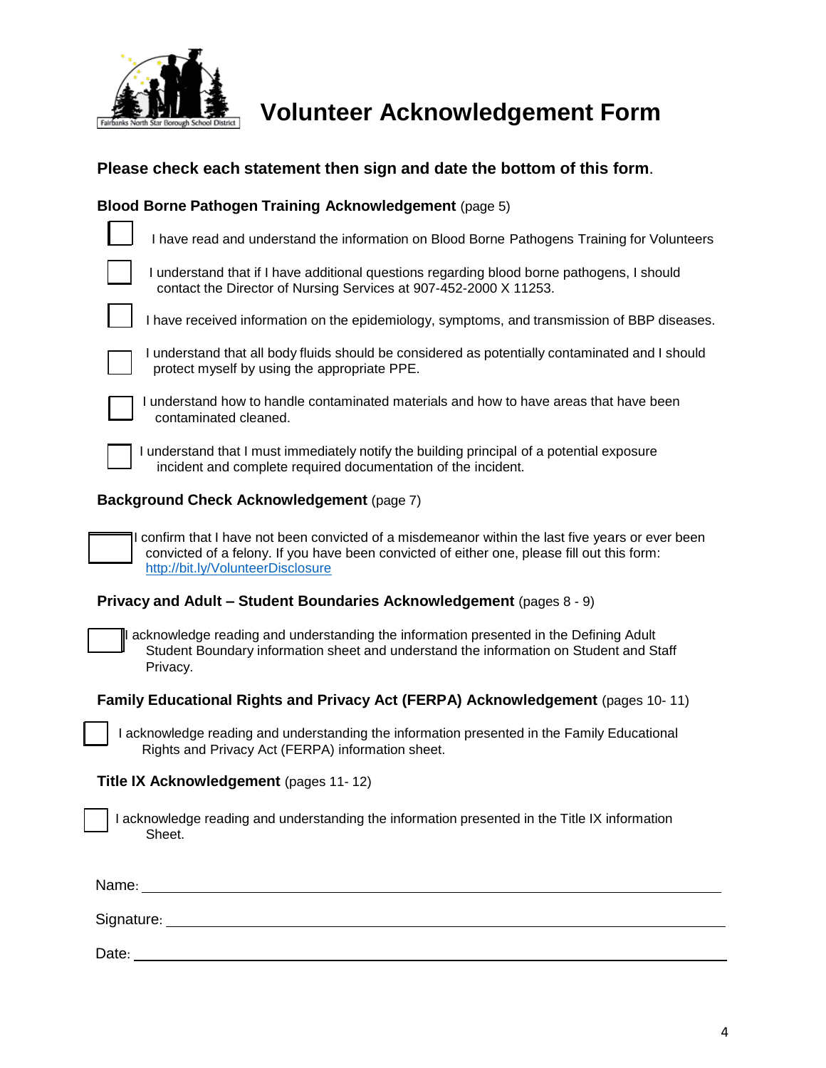# Volunteer Acknowledgement Form

**Please check each statement then sign and date the bottom of this form**.

**Blood Borne Pathogen Training Acknowledgement** (page 5)

- [ ] I have read and understand the information on Blood Borne Pathogens Training for Volunteers
- [ ] I understand that if I have additional questions regarding blood borne pathogens, I should contact the Director of Nursing Services at 907-452-2000 X 11253.
- [ ] I have received information on the epidemiology, symptoms, and transmission of BBP diseases.
- [ ] I understand that all body fluids should be considered as potentially contaminated and I should protect myself by using the appropriate PPE.
- [ ] I understand how to handle contaminated materials and how to have areas that have been contaminated cleaned.
- [ ] I understand that I must immediately notify the building principal of a potential exposure incident and complete required documentation of the incident.

**Background Check Acknowledgement** (page 7)

- [ ] I confirm that I have not been convicted of a misdemeanor within the last five years or ever been convicted of a felony. If you have been convicted of either one, please fill out this form: http://bit.ly/VolunteerDisclosure

**Privacy and Adult – Student Boundaries Acknowledgement** (pages 8 - 9)

- [ ] I acknowledge reading and understanding the information presented in the Defining Adult Student Boundary information sheet and understand the information on Student and Staff Privacy.

**Family Educational Rights and Privacy Act (FERPA) Acknowledgement** (pages 10- 11)

- [ ] I acknowledge reading and understanding the information presented in the Family Educational Rights and Privacy Act (FERPA) information sheet.

**Title IX Acknowledgement** (pages 11- 12)

- [ ] I acknowledge reading and understanding the information presented in the Title IX information Sheet.

Name: ______________________________________________

Signature: ______________________________________________

Date: ______________________________________________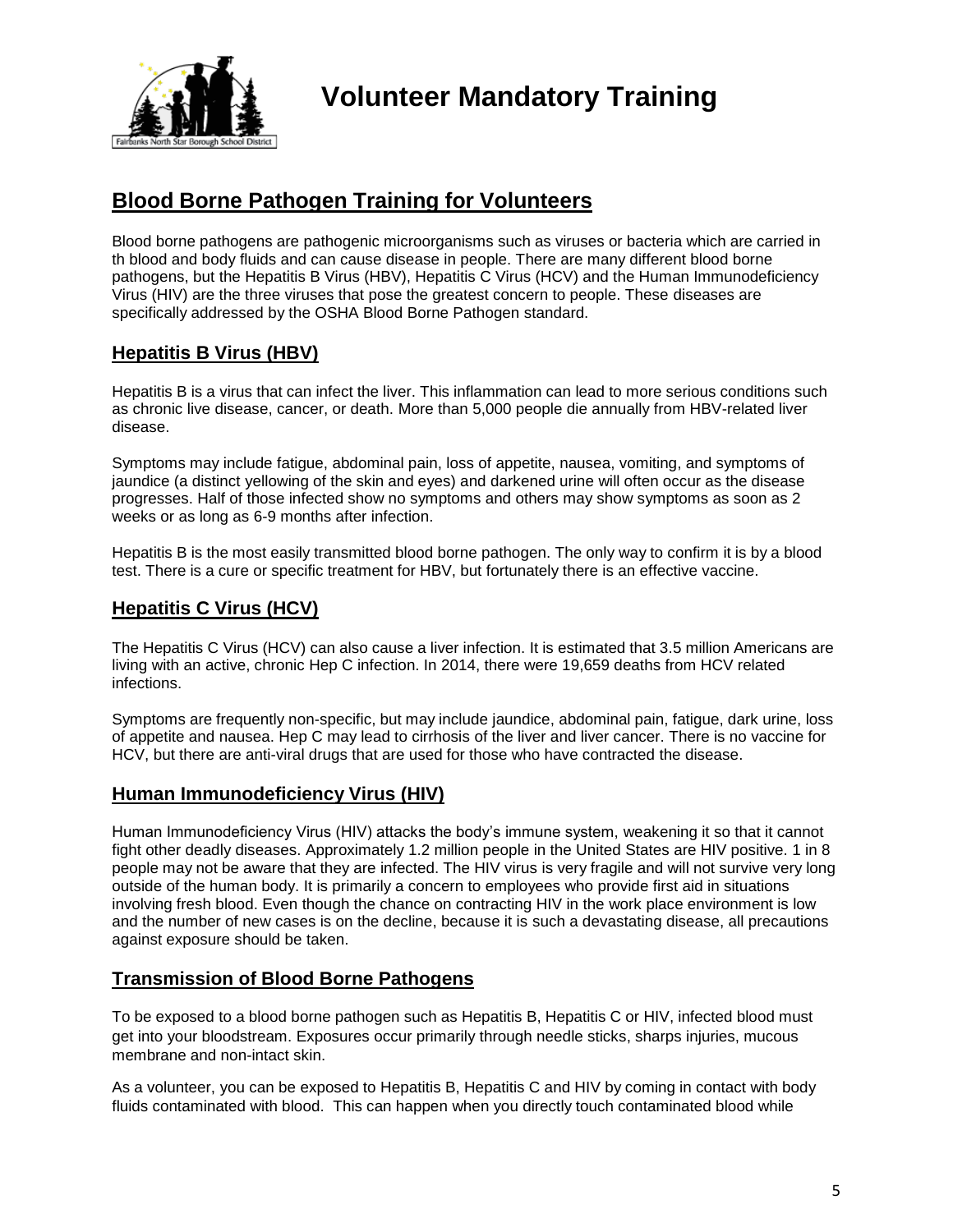# Volunteer Mandatory Training

## Blood Borne Pathogen Training for Volunteers

Blood borne pathogens are pathogenic microorganisms such as viruses or bacteria which are carried in th blood and body fluids and can cause disease in people. There are many different blood borne pathogens, but the Hepatitis B Virus (HBV), Hepatitis C Virus (HCV) and the Human Immunodeficiency Virus (HIV) are the three viruses that pose the greatest concern to people. These diseases are specifically addressed by the OSHA Blood Borne Pathogen standard.

### Hepatitis B Virus (HBV)

Hepatitis B is a virus that can infect the liver. This inflammation can lead to more serious conditions such as chronic live disease, cancer, or death. More than 5,000 people die annually from HBV-related liver disease.

Symptoms may include fatigue, abdominal pain, loss of appetite, nausea, vomiting, and symptoms of jaundice (a distinct yellowing of the skin and eyes) and darkened urine will often occur as the disease progresses. Half of those infected show no symptoms and others may show symptoms as soon as 2 weeks or as long as 6-9 months after infection.

Hepatitis B is the most easily transmitted blood borne pathogen. The only way to confirm it is by a blood test. There is a cure or specific treatment for HBV, but fortunately there is an effective vaccine.

### Hepatitis C Virus (HCV)

The Hepatitis C Virus (HCV) can also cause a liver infection. It is estimated that 3.5 million Americans are living with an active, chronic Hep C infection. In 2014, there were 19,659 deaths from HCV related infections.

Symptoms are frequently non-specific, but may include jaundice, abdominal pain, fatigue, dark urine, loss of appetite and nausea. Hep C may lead to cirrhosis of the liver and liver cancer. There is no vaccine for HCV, but there are anti-viral drugs that are used for those who have contracted the disease.

### Human Immunodeficiency Virus (HIV)

Human Immunodeficiency Virus (HIV) attacks the body's immune system, weakening it so that it cannot fight other deadly diseases. Approximately 1.2 million people in the United States are HIV positive. 1 in 8 people may not be aware that they are infected. The HIV virus is very fragile and will not survive very long outside of the human body. It is primarily a concern to employees who provide first aid in situations involving fresh blood. Even though the chance on contracting HIV in the work place environment is low and the number of new cases is on the decline, because it is such a devastating disease, all precautions against exposure should be taken.

### Transmission of Blood Borne Pathogens

To be exposed to a blood borne pathogen such as Hepatitis B, Hepatitis C or HIV, infected blood must get into your bloodstream. Exposures occur primarily through needle sticks, sharps injuries, mucous membrane and non-intact skin.

As a volunteer, you can be exposed to Hepatitis B, Hepatitis C and HIV by coming in contact with body fluids contaminated with blood. This can happen when you directly touch contaminated blood while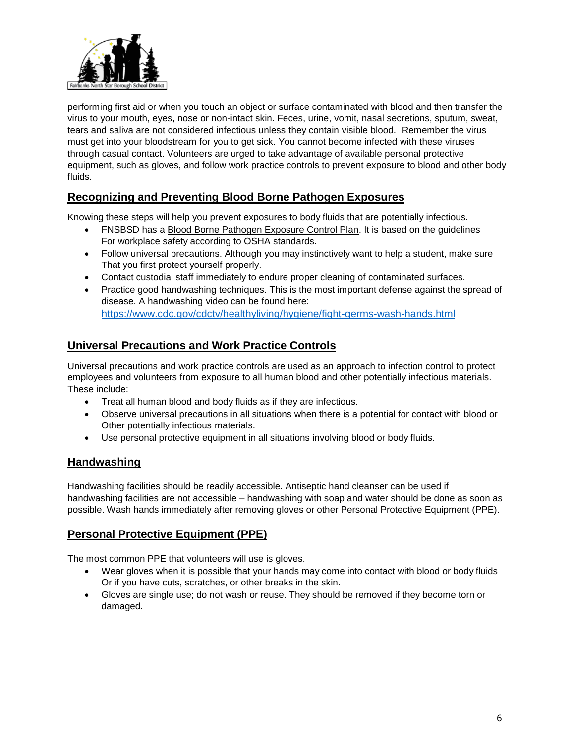performing first aid or when you touch an object or surface contaminated with blood and then transfer the virus to your mouth, eyes, nose or non-intact skin. Feces, urine, vomit, nasal secretions, sputum, sweat, tears and saliva are not considered infectious unless they contain visible blood. Remember the virus must get into your bloodstream for you to get sick. You cannot become infected with these viruses through casual contact. Volunteers are urged to take advantage of available personal protective equipment, such as gloves, and follow work practice controls to prevent exposure to blood and other body fluids.

## Recognizing and Preventing Blood Borne Pathogen Exposures

Knowing these steps will help you prevent exposures to body fluids that are potentially infectious.

- FNSBSD has a Blood Borne Pathogen Exposure Control Plan. It is based on the guidelines For workplace safety according to OSHA standards.
- Follow universal precautions. Although you may instinctively want to help a student, make sure That you first protect yourself properly.
- Contact custodial staff immediately to endure proper cleaning of contaminated surfaces.
- Practice good handwashing techniques. This is the most important defense against the spread of disease. A handwashing video can be found here: https://www.cdc.gov/cdctv/healthyliving/hygiene/fight-germs-wash-hands.html

## Universal Precautions and Work Practice Controls

Universal precautions and work practice controls are used as an approach to infection control to protect employees and volunteers from exposure to all human blood and other potentially infectious materials. These include:

- Treat all human blood and body fluids as if they are infectious.
- Observe universal precautions in all situations when there is a potential for contact with blood or Other potentially infectious materials.
- Use personal protective equipment in all situations involving blood or body fluids.

## Handwashing

Handwashing facilities should be readily accessible. Antiseptic hand cleanser can be used if handwashing facilities are not accessible – handwashing with soap and water should be done as soon as possible. Wash hands immediately after removing gloves or other Personal Protective Equipment (PPE).

## Personal Protective Equipment (PPE)

The most common PPE that volunteers will use is gloves.

- Wear gloves when it is possible that your hands may come into contact with blood or body fluids Or if you have cuts, scratches, or other breaks in the skin.
- Gloves are single use; do not wash or reuse. They should be removed if they become torn or damaged.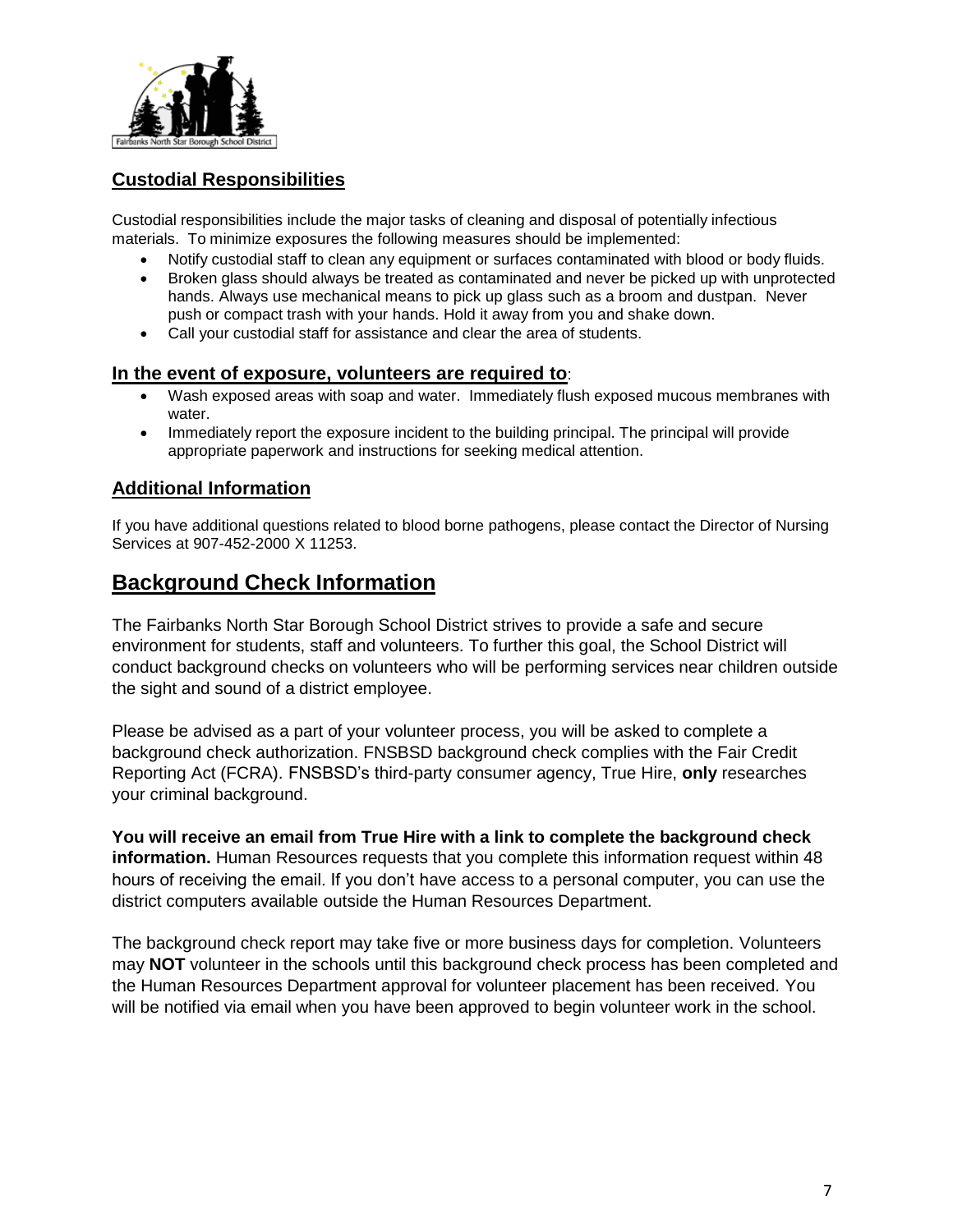## Custodial Responsibilities

Custodial responsibilities include the major tasks of cleaning and disposal of potentially infectious materials. To minimize exposures the following measures should be implemented:

- Notify custodial staff to clean any equipment or surfaces contaminated with blood or body fluids.
- Broken glass should always be treated as contaminated and never be picked up with unprotected hands. Always use mechanical means to pick up glass such as a broom and dustpan. Never push or compact trash with your hands. Hold it away from you and shake down.
- Call your custodial staff for assistance and clear the area of students.

### In the event of exposure, volunteers are required to:

- Wash exposed areas with soap and water. Immediately flush exposed mucous membranes with water.
- Immediately report the exposure incident to the building principal. The principal will provide appropriate paperwork and instructions for seeking medical attention.

## Additional Information

If you have additional questions related to blood borne pathogens, please contact the Director of Nursing Services at 907-452-2000 X 11253.

# Background Check Information

The Fairbanks North Star Borough School District strives to provide a safe and secure environment for students, staff and volunteers. To further this goal, the School District will conduct background checks on volunteers who will be performing services near children outside the sight and sound of a district employee.

Please be advised as a part of your volunteer process, you will be asked to complete a background check authorization. FNSBSD background check complies with the Fair Credit Reporting Act (FCRA). FNSBSD's third-party consumer agency, True Hire, **only** researches your criminal background.

**You will receive an email from True Hire with a link to complete the background check information.** Human Resources requests that you complete this information request within 48 hours of receiving the email. If you don't have access to a personal computer, you can use the district computers available outside the Human Resources Department.

The background check report may take five or more business days for completion. Volunteers may **NOT** volunteer in the schools until this background check process has been completed and the Human Resources Department approval for volunteer placement has been received. You will be notified via email when you have been approved to begin volunteer work in the school.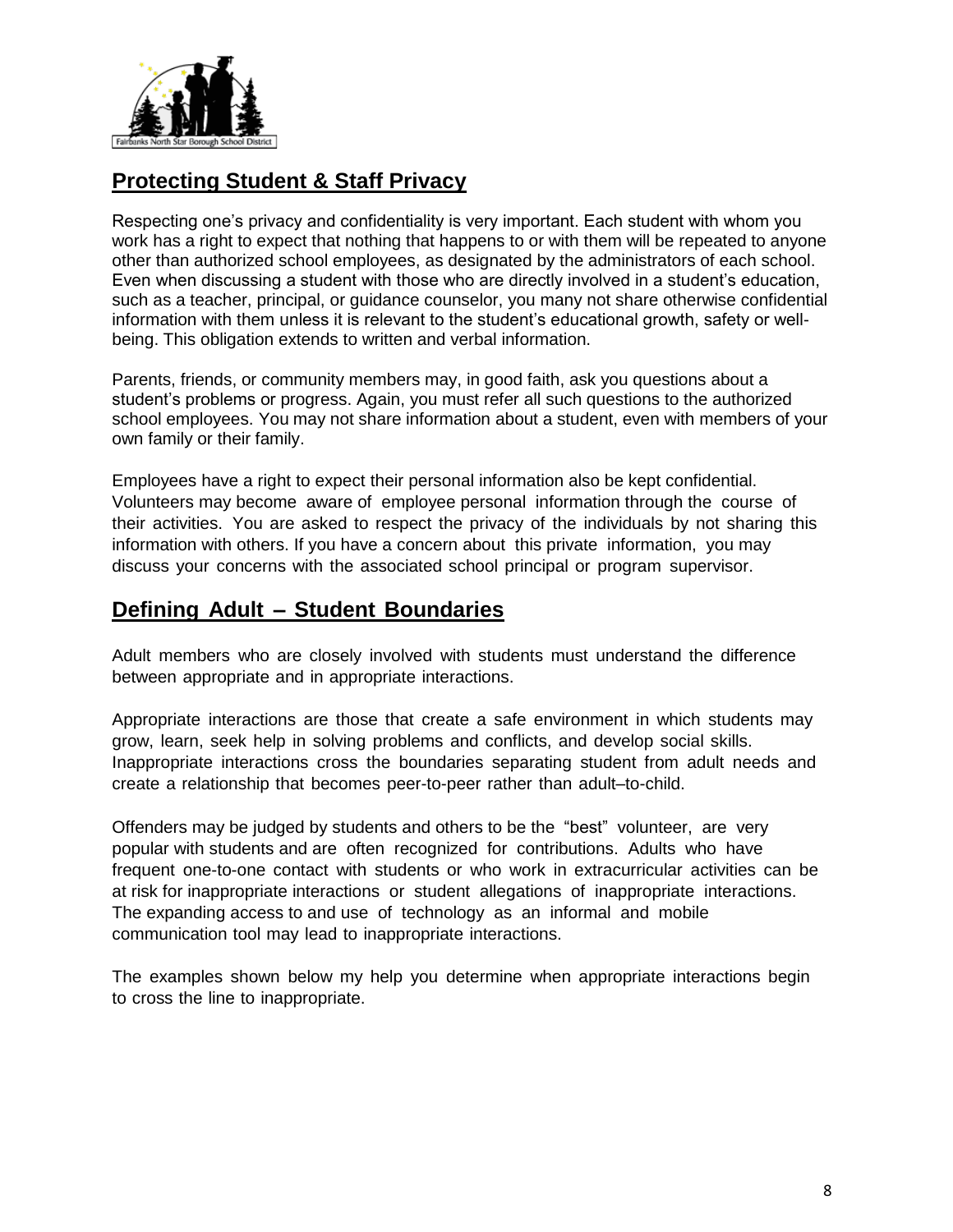## Protecting Student & Staff Privacy

Respecting one's privacy and confidentiality is very important. Each student with whom you work has a right to expect that nothing that happens to or with them will be repeated to anyone other than authorized school employees, as designated by the administrators of each school. Even when discussing a student with those who are directly involved in a student's education, such as a teacher, principal, or guidance counselor, you many not share otherwise confidential information with them unless it is relevant to the student's educational growth, safety or well-being. This obligation extends to written and verbal information.

Parents, friends, or community members may, in good faith, ask you questions about a student's problems or progress. Again, you must refer all such questions to the authorized school employees. You may not share information about a student, even with members of your own family or their family.

Employees have a right to expect their personal information also be kept confidential. Volunteers may become aware of employee personal information through the course of their activities. You are asked to respect the privacy of the individuals by not sharing this information with others. If you have a concern about this private information, you may discuss your concerns with the associated school principal or program supervisor.

## Defining Adult – Student Boundaries

Adult members who are closely involved with students must understand the difference between appropriate and in appropriate interactions.

Appropriate interactions are those that create a safe environment in which students may grow, learn, seek help in solving problems and conflicts, and develop social skills. Inappropriate interactions cross the boundaries separating student from adult needs and create a relationship that becomes peer-to-peer rather than adult–to-child.

Offenders may be judged by students and others to be the "best" volunteer, are very popular with students and are often recognized for contributions. Adults who have frequent one-to-one contact with students or who work in extracurricular activities can be at risk for inappropriate interactions or student allegations of inappropriate interactions. The expanding access to and use of technology as an informal and mobile communication tool may lead to inappropriate interactions.

The examples shown below my help you determine when appropriate interactions begin to cross the line to inappropriate.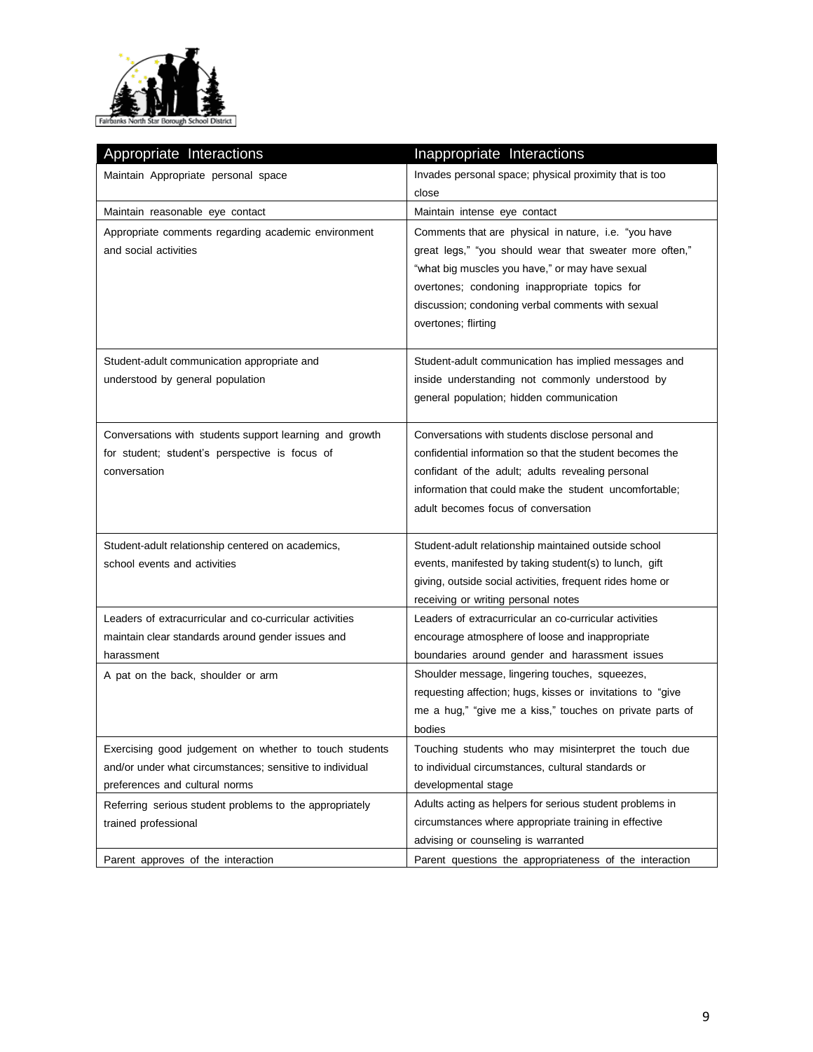| Appropriate Interactions | Inappropriate Interactions |
|---|---|
| Maintain Appropriate personal space | Invades personal space; physical proximity that is too close |
| Maintain reasonable eye contact | Maintain intense eye contact |
| Appropriate comments regarding academic environment and social activities | Comments that are physical in nature, i.e. "you have great legs," "you should wear that sweater more often," "what big muscles you have," or may have sexual overtones; condoning inappropriate topics for discussion; condoning verbal comments with sexual overtones; flirting |
| Student-adult communication appropriate and understood by general population | Student-adult communication has implied messages and inside understanding not commonly understood by general population; hidden communication |
| Conversations with students support learning and growth for student; student's perspective is focus of conversation | Conversations with students disclose personal and confidential information so that the student becomes the confidant of the adult; adults revealing personal information that could make the student uncomfortable; adult becomes focus of conversation |
| Student-adult relationship centered on academics, school events and activities | Student-adult relationship maintained outside school events, manifested by taking student(s) to lunch, gift giving, outside social activities, frequent rides home or receiving or writing personal notes |
| Leaders of extracurricular and co-curricular activities maintain clear standards around gender issues and harassment | Leaders of extracurricular an co-curricular activities encourage atmosphere of loose and inappropriate boundaries around gender and harassment issues |
| A pat on the back, shoulder or arm | Shoulder message, lingering touches, squeezes, requesting affection; hugs, kisses or invitations to "give me a hug," "give me a kiss," touches on private parts of bodies |
| Exercising good judgement on whether to touch students and/or under what circumstances; sensitive to individual preferences and cultural norms | Touching students who may misinterpret the touch due to individual circumstances, cultural standards or developmental stage |
| Referring serious student problems to the appropriately trained professional | Adults acting as helpers for serious student problems in circumstances where appropriate training in effective advising or counseling is warranted |
| Parent approves of the interaction | Parent questions the appropriateness of the interaction |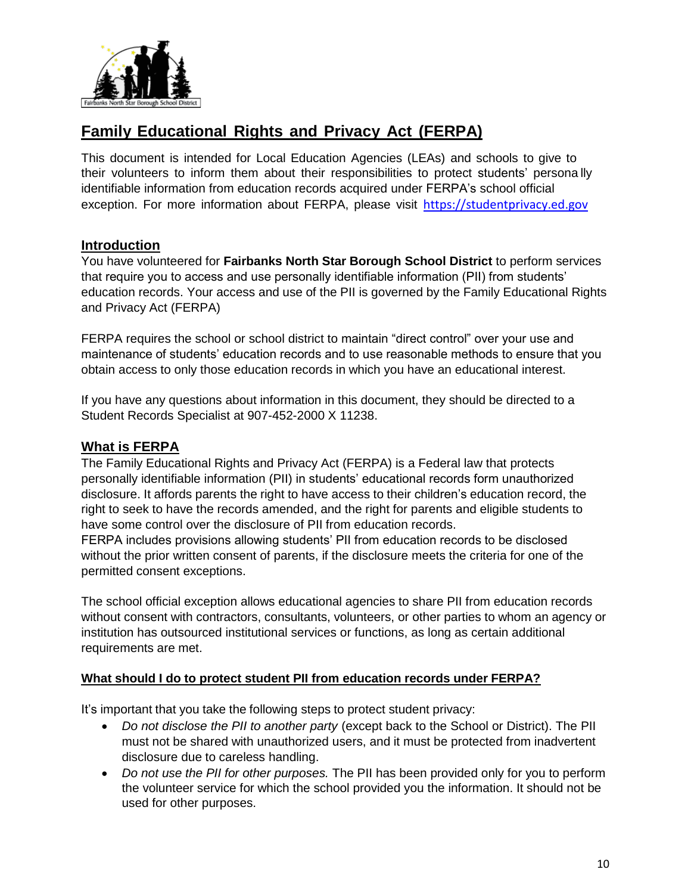## Family Educational Rights and Privacy Act (FERPA)

This document is intended for Local Education Agencies (LEAs) and schools to give to their volunteers to inform them about their responsibilities to protect students' personally identifiable information from education records acquired under FERPA's school official exception. For more information about FERPA, please visit https://studentprivacy.ed.gov

### Introduction

You have volunteered for **Fairbanks North Star Borough School District** to perform services that require you to access and use personally identifiable information (PII) from students' education records. Your access and use of the PII is governed by the Family Educational Rights and Privacy Act (FERPA)

FERPA requires the school or school district to maintain "direct control" over your use and maintenance of students' education records and to use reasonable methods to ensure that you obtain access to only those education records in which you have an educational interest.

If you have any questions about information in this document, they should be directed to a Student Records Specialist at 907-452-2000 X 11238.

### What is FERPA

The Family Educational Rights and Privacy Act (FERPA) is a Federal law that protects personally identifiable information (PII) in students' educational records form unauthorized disclosure. It affords parents the right to have access to their children's education record, the right to seek to have the records amended, and the right for parents and eligible students to have some control over the disclosure of PII from education records.
FERPA includes provisions allowing students' PII from education records to be disclosed without the prior written consent of parents, if the disclosure meets the criteria for one of the permitted consent exceptions.

The school official exception allows educational agencies to share PII from education records without consent with contractors, consultants, volunteers, or other parties to whom an agency or institution has outsourced institutional services or functions, as long as certain additional requirements are met.

#### What should I do to protect student PII from education records under FERPA?

It's important that you take the following steps to protect student privacy:

- *Do not disclose the PII to another party* (except back to the School or District). The PII must not be shared with unauthorized users, and it must be protected from inadvertent disclosure due to careless handling.
- *Do not use the PII for other purposes.* The PII has been provided only for you to perform the volunteer service for which the school provided you the information. It should not be used for other purposes.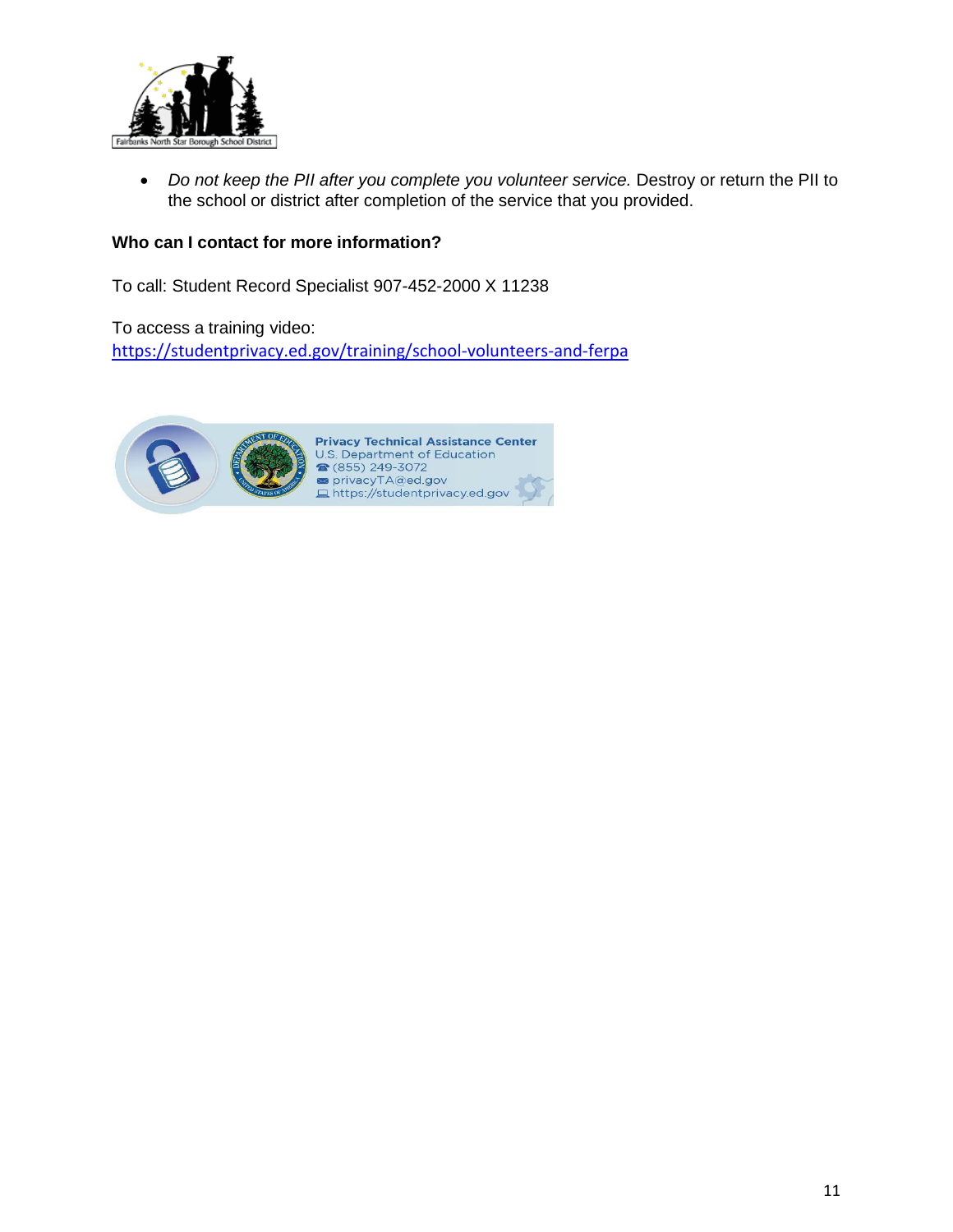- *Do not keep the PII after you complete you volunteer service.* Destroy or return the PII to the school or district after completion of the service that you provided.

**Who can I contact for more information?**

To call: Student Record Specialist 907-452-2000 X 11238

To access a training video:
https://studentprivacy.ed.gov/training/school-volunteers-and-ferpa

Privacy Technical Assistance Center
U.S. Department of Education
(855) 249-3072
privacyTA@ed.gov
https://studentprivacy.ed.gov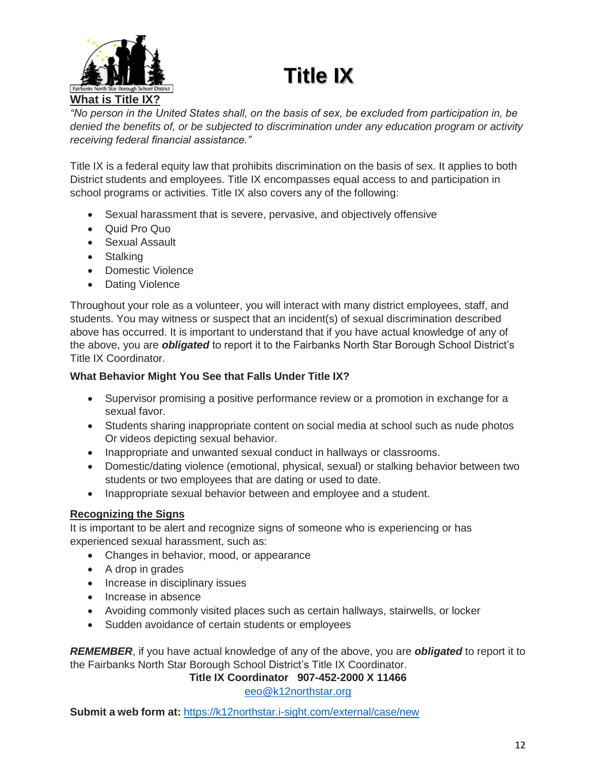# Title IX

## What is Title IX?

*"No person in the United States shall, on the basis of sex, be excluded from participation in, be denied the benefits of, or be subjected to discrimination under any education program or activity receiving federal financial assistance."*

Title IX is a federal equity law that prohibits discrimination on the basis of sex. It applies to both District students and employees. Title IX encompasses equal access to and participation in school programs or activities. Title IX also covers any of the following:

- Sexual harassment that is severe, pervasive, and objectively offensive
- Quid Pro Quo
- Sexual Assault
- Stalking
- Domestic Violence
- Dating Violence

Throughout your role as a volunteer, you will interact with many district employees, staff, and students. You may witness or suspect that an incident(s) of sexual discrimination described above has occurred. It is important to understand that if you have actual knowledge of any of the above, you are ***obligated*** to report it to the Fairbanks North Star Borough School District's Title IX Coordinator.

### What Behavior Might You See that Falls Under Title IX?

- Supervisor promising a positive performance review or a promotion in exchange for a sexual favor.
- Students sharing inappropriate content on social media at school such as nude photos Or videos depicting sexual behavior.
- Inappropriate and unwanted sexual conduct in hallways or classrooms.
- Domestic/dating violence (emotional, physical, sexual) or stalking behavior between two students or two employees that are dating or used to date.
- Inappropriate sexual behavior between and employee and a student.

## Recognizing the Signs

It is important to be alert and recognize signs of someone who is experiencing or has experienced sexual harassment, such as:

- Changes in behavior, mood, or appearance
- A drop in grades
- Increase in disciplinary issues
- Increase in absence
- Avoiding commonly visited places such as certain hallways, stairwells, or locker
- Sudden avoidance of certain students or employees

***REMEMBER***, if you have actual knowledge of any of the above, you are ***obligated*** to report it to the Fairbanks North Star Borough School District's Title IX Coordinator.

**Title IX Coordinator 907-452-2000 X 11466**

eeo@k12northstar.org

**Submit a web form at:** https://k12northstar.i-sight.com/external/case/new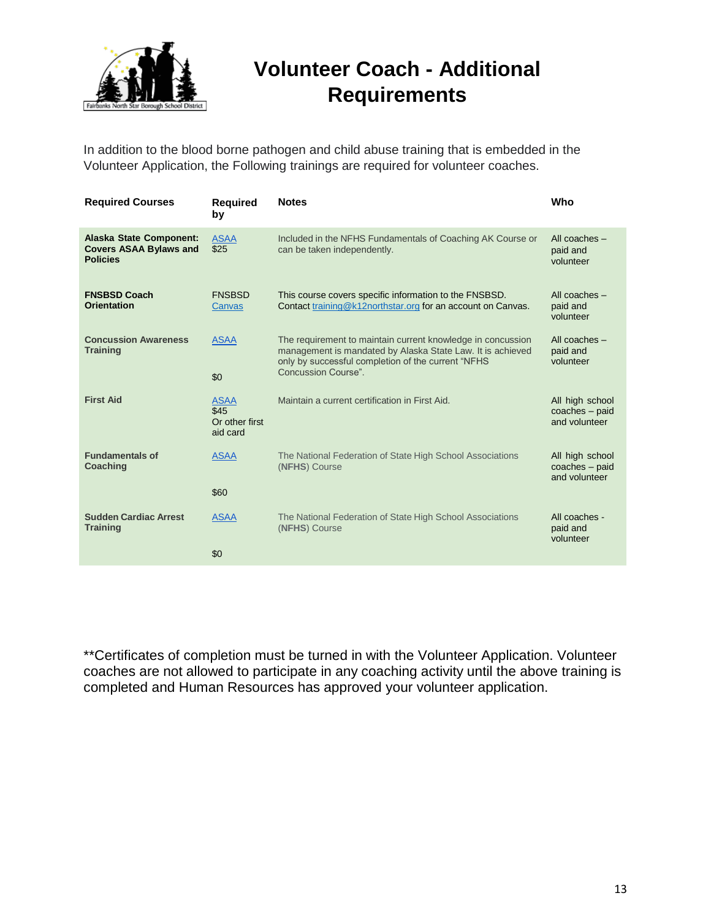# Volunteer Coach - Additional Requirements

In addition to the blood borne pathogen and child abuse training that is embedded in the Volunteer Application, the Following trainings are required for volunteer coaches.

| Required Courses | Required by | Notes | Who |
|---|---|---|---|
| **Alaska State Component: Covers ASAA Bylaws and Policies** | ASAA $25 | Included in the NFHS Fundamentals of Coaching AK Course or can be taken independently. | All coaches – paid and volunteer |
| **FNSBSD Coach Orientation** | FNSBSD Canvas | This course covers specific information to the FNSBSD. Contact training@k12northstar.org for an account on Canvas. | All coaches – paid and volunteer |
| **Concussion Awareness Training** | ASAA $0 | The requirement to maintain current knowledge in concussion management is mandated by Alaska State Law. It is achieved only by successful completion of the current "NFHS Concussion Course". | All coaches – paid and volunteer |
| **First Aid** | ASAA $45 Or other first aid card | Maintain a current certification in First Aid. | All high school coaches – paid and volunteer |
| **Fundamentals of Coaching** | ASAA $60 | The National Federation of State High School Associations (**NFHS**) Course | All high school coaches – paid and volunteer |
| **Sudden Cardiac Arrest Training** | ASAA $0 | The National Federation of State High School Associations (**NFHS**) Course | All coaches - paid and volunteer |

**Certificates of completion must be turned in with the Volunteer Application. Volunteer coaches are not allowed to participate in any coaching activity until the above training is completed and Human Resources has approved your volunteer application.